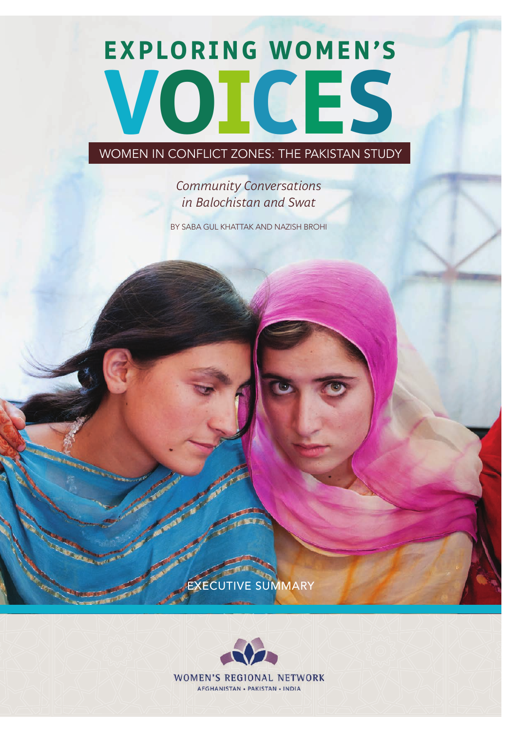# EXPLORING WOMEN'S VOICES

## WOMEN IN CONFLICT ZONES: THE PAKISTAN STUDY

*Community Conversations in Balochistan and Swat*

BY SABA GUL KHATTAK AND NAZISH BROHI

EXECUTIVE SUMMARY

WOMEN'S REGIONAL NETWORK

AFGHANISTAN • PAKISTAN • INDIA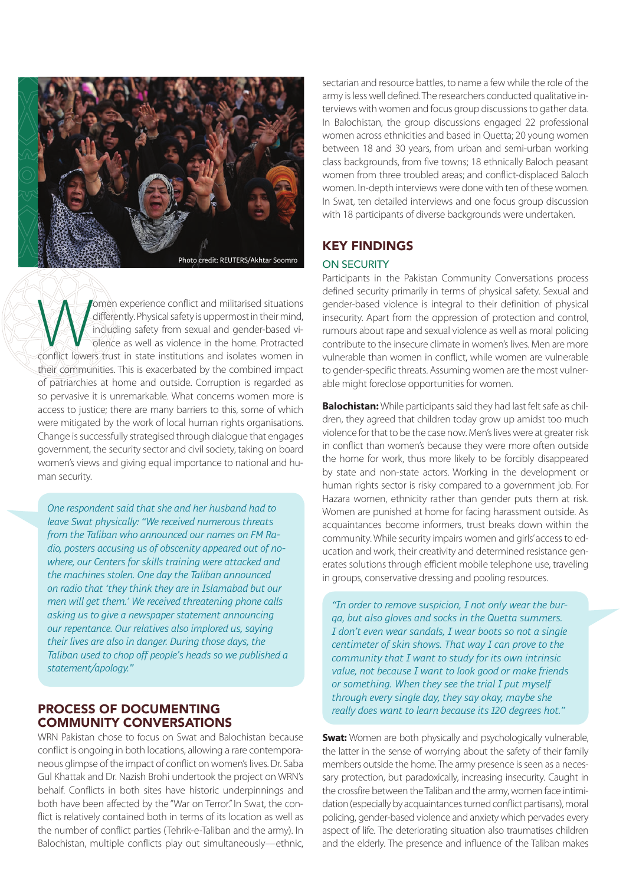Photo credit: REUTERS/Akhtar Soomro

Women experience conflict and militarised situations differently. Physical safety is uppermost in their mind, including safety from sexual and gender-based violence as well as violence in the home. Protracted conflict lowers trust in state institutions and isolates women in their communities. This is exacerbated by the combined impact of patriarchies at home and outside. Corruption is regarded as so pervasive it is unremarkable. What concerns women more is access to justice; there are many barriers to this, some of which were mitigated by the work of local human rights organisations. Change is successfully strategised through dialogue that engages government, the security sector and civil society, taking on board women's views and giving equal importance to national and human security.

*One respondent said that she and her husband had to leave Swat physically: "We received numerous threats from the Taliban who announced our names on FM Radio, posters accusing us of obscenity appeared out of nowhere, our Centers for skills training were attacked and the machines stolen. One day the Taliban announced on radio that 'they think they are in Islamabad but our men will get them.' We received threatening phone calls asking us to give a newspaper statement announcing our repentance. Our relatives also implored us, saying their lives are also in danger. During those days, the Taliban used to chop off people's heads so we published a statement/apology."*

## PROCESS OF DOCUMENTING COMMUNITY CONVERSATIONS

WRN Pakistan chose to focus on Swat and Balochistan because conflict is ongoing in both locations, allowing a rare contemporaneous glimpse of the impact of conflict on women's lives. Dr. Saba Gul Khattak and Dr. Nazish Brohi undertook the project on WRN's behalf. Conflicts in both sites have historic underpinnings and both have been affected by the "War on Terror." In Swat, the conflict is relatively contained both in terms of its location as well as the number of conflict parties (Tehrik-e-Taliban and the army). In Balochistan, multiple conflicts play out simultaneously—ethnic, sectarian and resource battles, to name a few while the role of the army is less well defined. The researchers conducted qualitative interviews with women and focus group discussions to gather data. In Balochistan, the group discussions engaged 22 professional women across ethnicities and based in Quetta; 20 young women between 18 and 30 years, from urban and semi-urban working class backgrounds, from five towns; 18 ethnically Baloch peasant women from three troubled areas; and conflict-displaced Baloch women. In-depth interviews were done with ten of these women. In Swat, ten detailed interviews and one focus group discussion with 18 participants of diverse backgrounds were undertaken.

## KEY FINDINGS

### ON SECURITY

Participants in the Pakistan Community Conversations process defined security primarily in terms of physical safety. Sexual and gender-based violence is integral to their definition of physical insecurity. Apart from the oppression of protection and control, rumours about rape and sexual violence as well as moral policing contribute to the insecure climate in women's lives. Men are more vulnerable than women in conflict, while women are vulnerable to gender-specific threats. Assuming women are the most vulnerable might foreclose opportunities for women.

**Balochistan:** While participants said they had last felt safe as children, they agreed that children today grow up amidst too much violence for that to be the case now. Men's lives were at greater risk in conflict than women's because they were more often outside the home for work, thus more likely to be forcibly disappeared by state and non-state actors. Working in the development or human rights sector is risky compared to a government job. For Hazara women, ethnicity rather than gender puts them at risk. Women are punished at home for facing harassment outside. As acquaintances become informers, trust breaks down within the community. While security impairs women and girls' access to education and work, their creativity and determined resistance generates solutions through efficient mobile telephone use, traveling in groups, conservative dressing and pooling resources.

*"In order to remove suspicion, I not only wear the burqa, but also gloves and socks in the Quetta summers. I don't even wear sandals, I wear boots so not a single centimeter of skin shows. That way I can prove to the community that I want to study for its own intrinsic value, not because I want to look good or make friends or something. When they see the trial I put myself through every single day, they say okay, maybe she really does want to learn because its 120 degrees hot."*

**Swat:** Women are both physically and psychologically vulnerable, the latter in the sense of worrying about the safety of their family members outside the home. The army presence is seen as a necessary protection, but paradoxically, increasing insecurity. Caught in the crossfire between the Taliban and the army, women face intimidation (especially by acquaintances turned conflict partisans), moral policing, gender-based violence and anxiety which pervades every aspect of life. The deteriorating situation also traumatises children and the elderly. The presence and influence of the Taliban makes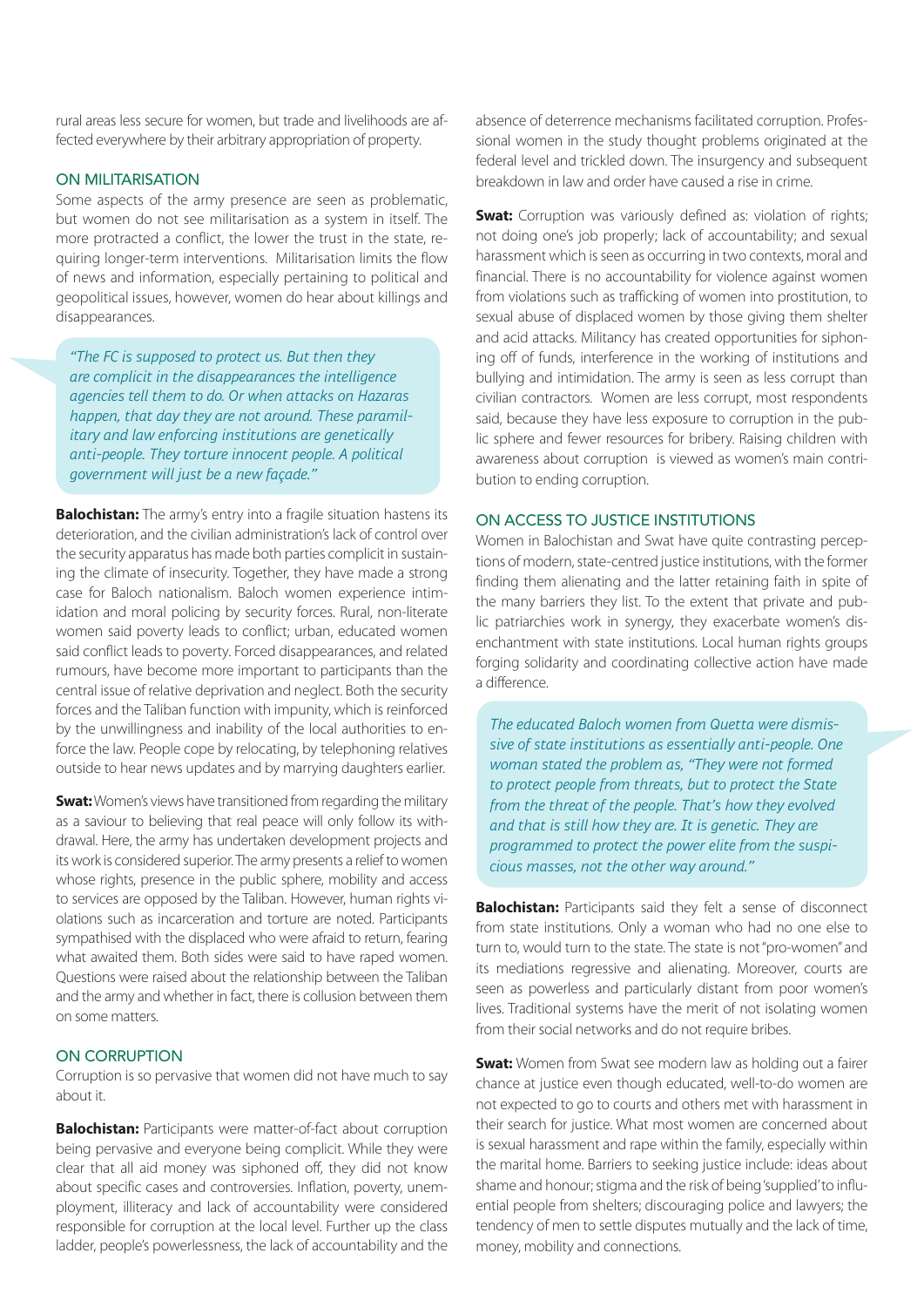rural areas less secure for women, but trade and livelihoods are affected everywhere by their arbitrary appropriation of property.

## ON MILITARISATION

Some aspects of the army presence are seen as problematic, but women do not see militarisation as a system in itself. The more protracted a conflict, the lower the trust in the state, requiring longer-term interventions. Militarisation limits the flow of news and information, especially pertaining to political and geopolitical issues, however, women do hear about killings and disappearances.

> *"The FC is supposed to protect us. But then they are complicit in the disappearances the intelligence agencies tell them to do. Or when attacks on Hazaras happen, that day they are not around. These paramilitary and law enforcing institutions are genetically anti-people. They torture innocent people. A political government will just be a new façade."*

**Balochistan:** The army's entry into a fragile situation hastens its deterioration, and the civilian administration's lack of control over the security apparatus has made both parties complicit in sustaining the climate of insecurity. Together, they have made a strong case for Baloch nationalism. Baloch women experience intimidation and moral policing by security forces. Rural, non-literate women said poverty leads to conflict; urban, educated women said conflict leads to poverty. Forced disappearances, and related rumours, have become more important to participants than the central issue of relative deprivation and neglect. Both the security forces and the Taliban function with impunity, which is reinforced by the unwillingness and inability of the local authorities to enforce the law. People cope by relocating, by telephoning relatives outside to hear news updates and by marrying daughters earlier.

**Swat:** Women's views have transitioned from regarding the military as a saviour to believing that real peace will only follow its withdrawal. Here, the army has undertaken development projects and its work is considered superior. The army presents a relief to women whose rights, presence in the public sphere, mobility and access to services are opposed by the Taliban. However, human rights violations such as incarceration and torture are noted. Participants sympathised with the displaced who were afraid to return, fearing what awaited them. Both sides were said to have raped women. Questions were raised about the relationship between the Taliban and the army and whether in fact, there is collusion between them on some matters.

## ON CORRUPTION

Corruption is so pervasive that women did not have much to say about it.

**Balochistan:** Participants were matter-of-fact about corruption being pervasive and everyone being complicit. While they were clear that all aid money was siphoned off, they did not know about specific cases and controversies. Inflation, poverty, unemployment, illiteracy and lack of accountability were considered responsible for corruption at the local level. Further up the class ladder, people's powerlessness, the lack of accountability and the absence of deterrence mechanisms facilitated corruption. Professional women in the study thought problems originated at the federal level and trickled down. The insurgency and subsequent breakdown in law and order have caused a rise in crime.

**Swat:** Corruption was variously defined as: violation of rights; not doing one's job properly; lack of accountability; and sexual harassment which is seen as occurring in two contexts, moral and financial. There is no accountability for violence against women from violations such as trafficking of women into prostitution, to sexual abuse of displaced women by those giving them shelter and acid attacks. Militancy has created opportunities for siphoning off of funds, interference in the working of institutions and bullying and intimidation. The army is seen as less corrupt than civilian contractors. Women are less corrupt, most respondents said, because they have less exposure to corruption in the public sphere and fewer resources for bribery. Raising children with awareness about corruption is viewed as women's main contribution to ending corruption.

## ON ACCESS TO JUSTICE INSTITUTIONS

Women in Balochistan and Swat have quite contrasting perceptions of modern, state-centred justice institutions, with the former finding them alienating and the latter retaining faith in spite of the many barriers they list. To the extent that private and public patriarchies work in synergy, they exacerbate women's disenchantment with state institutions. Local human rights groups forging solidarity and coordinating collective action have made a difference.

> *The educated Baloch women from Quetta were dismissive of state institutions as essentially anti-people. One woman stated the problem as, "They were not formed to protect people from threats, but to protect the State from the threat of the people. That's how they evolved and that is still how they are. It is genetic. They are programmed to protect the power elite from the suspicious masses, not the other way around."*

**Balochistan:** Participants said they felt a sense of disconnect from state institutions. Only a woman who had no one else to turn to, would turn to the state. The state is not "pro-women" and its mediations regressive and alienating. Moreover, courts are seen as powerless and particularly distant from poor women's lives. Traditional systems have the merit of not isolating women from their social networks and do not require bribes.

**Swat:** Women from Swat see modern law as holding out a fairer chance at justice even though educated, well-to-do women are not expected to go to courts and others met with harassment in their search for justice. What most women are concerned about is sexual harassment and rape within the family, especially within the marital home. Barriers to seeking justice include: ideas about shame and honour; stigma and the risk of being 'supplied' to influential people from shelters; discouraging police and lawyers; the tendency of men to settle disputes mutually and the lack of time, money, mobility and connections.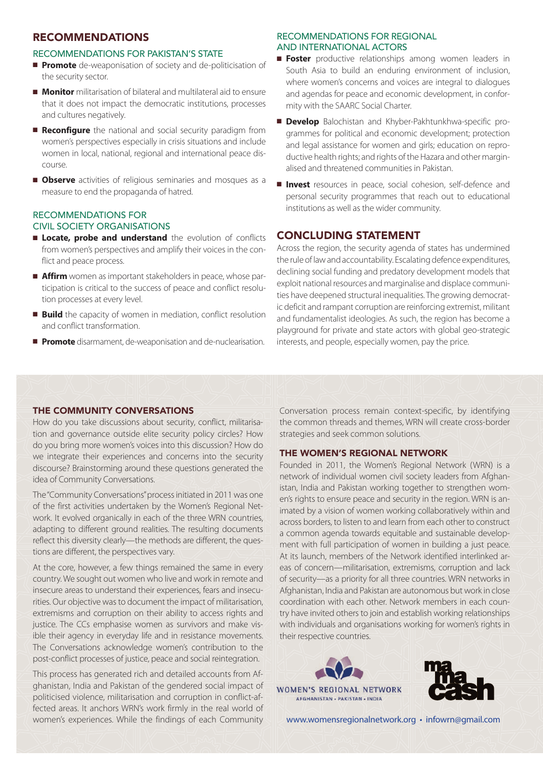## RECOMMENDATIONS

### RECOMMENDATIONS FOR PAKISTAN'S STATE

- **Promote** de-weaponisation of society and de-politicisation of the security sector.
- **Monitor** militarisation of bilateral and multilateral aid to ensure that it does not impact the democratic institutions, processes and cultures negatively.
- **Reconfigure** the national and social security paradigm from women's perspectives especially in crisis situations and include women in local, national, regional and international peace discourse.
- **Observe** activities of religious seminaries and mosques as a measure to end the propaganda of hatred.

### RECOMMENDATIONS FOR CIVIL SOCIETY ORGANISATIONS

- **Locate, probe and understand** the evolution of conflicts from women's perspectives and amplify their voices in the conflict and peace process.
- **Affirm** women as important stakeholders in peace, whose participation is critical to the success of peace and conflict resolution processes at every level.
- **Build** the capacity of women in mediation, conflict resolution and conflict transformation.
- **Promote** disarmament, de-weaponisation and de-nuclearisation.

### RECOMMENDATIONS FOR REGIONAL AND INTERNATIONAL ACTORS

- **Foster** productive relationships among women leaders in South Asia to build an enduring environment of inclusion, where women's concerns and voices are integral to dialogues and agendas for peace and economic development, in conformity with the SAARC Social Charter.
- **Develop** Balochistan and Khyber-Pakhtunkhwa-specific programmes for political and economic development; protection and legal assistance for women and girls; education on reproductive health rights; and rights of the Hazara and other marginalised and threatened communities in Pakistan.
- **Invest** resources in peace, social cohesion, self-defence and personal security programmes that reach out to educational institutions as well as the wider community.

## CONCLUDING STATEMENT

Across the region, the security agenda of states has undermined the rule of law and accountability. Escalating defence expenditures, declining social funding and predatory development models that exploit national resources and marginalise and displace communities have deepened structural inequalities. The growing democratic deficit and rampant corruption are reinforcing extremist, militant and fundamentalist ideologies. As such, the region has become a playground for private and state actors with global geo-strategic interests, and people, especially women, pay the price.

### THE COMMUNITY CONVERSATIONS

How do you take discussions about security, conflict, militarisation and governance outside elite security policy circles? How do you bring more women's voices into this discussion? How do we integrate their experiences and concerns into the security discourse? Brainstorming around these questions generated the idea of Community Conversations.

The "Community Conversations" process initiated in 2011 was one of the first activities undertaken by the Women's Regional Network. It evolved organically in each of the three WRN countries, adapting to different ground realities. The resulting documents reflect this diversity clearly—the methods are different, the questions are different, the perspectives vary.

At the core, however, a few things remained the same in every country. We sought out women who live and work in remote and insecure areas to understand their experiences, fears and insecurities. Our objective was to document the impact of militarisation, extremisms and corruption on their ability to access rights and justice. The CCs emphasise women as survivors and make visible their agency in everyday life and in resistance movements. The Conversations acknowledge women's contribution to the post-conflict processes of justice, peace and social reintegration.

This process has generated rich and detailed accounts from Afghanistan, India and Pakistan of the gendered social impact of politicised violence, militarisation and corruption in conflict-affected areas. It anchors WRN's work firmly in the real world of women's experiences. While the findings of each Community Conversation process remain context-specific, by identifying the common threads and themes, WRN will create cross-border strategies and seek common solutions.

### THE WOMEN'S REGIONAL NETWORK

Founded in 2011, the Women's Regional Network (WRN) is a network of individual women civil society leaders from Afghanistan, India and Pakistan working together to strengthen women's rights to ensure peace and security in the region. WRN is animated by a vision of women working collaboratively within and across borders, to listen to and learn from each other to construct a common agenda towards equitable and sustainable development with full participation of women in building a just peace. At its launch, members of the Network identified interlinked areas of concern—militarisation, extremisms, corruption and lack of security—as a priority for all three countries. WRN networks in Afghanistan, India and Pakistan are autonomous but work in close coordination with each other. Network members in each country have invited others to join and establish working relationships with individuals and organisations working for women's rights in their respective countries.

WOMEN'S REGIONAL NETWORK
AFGHANISTAN • PAKISTAN • INDIA

mama cash

www.womensregionalnetwork.org • infowrn@gmail.com